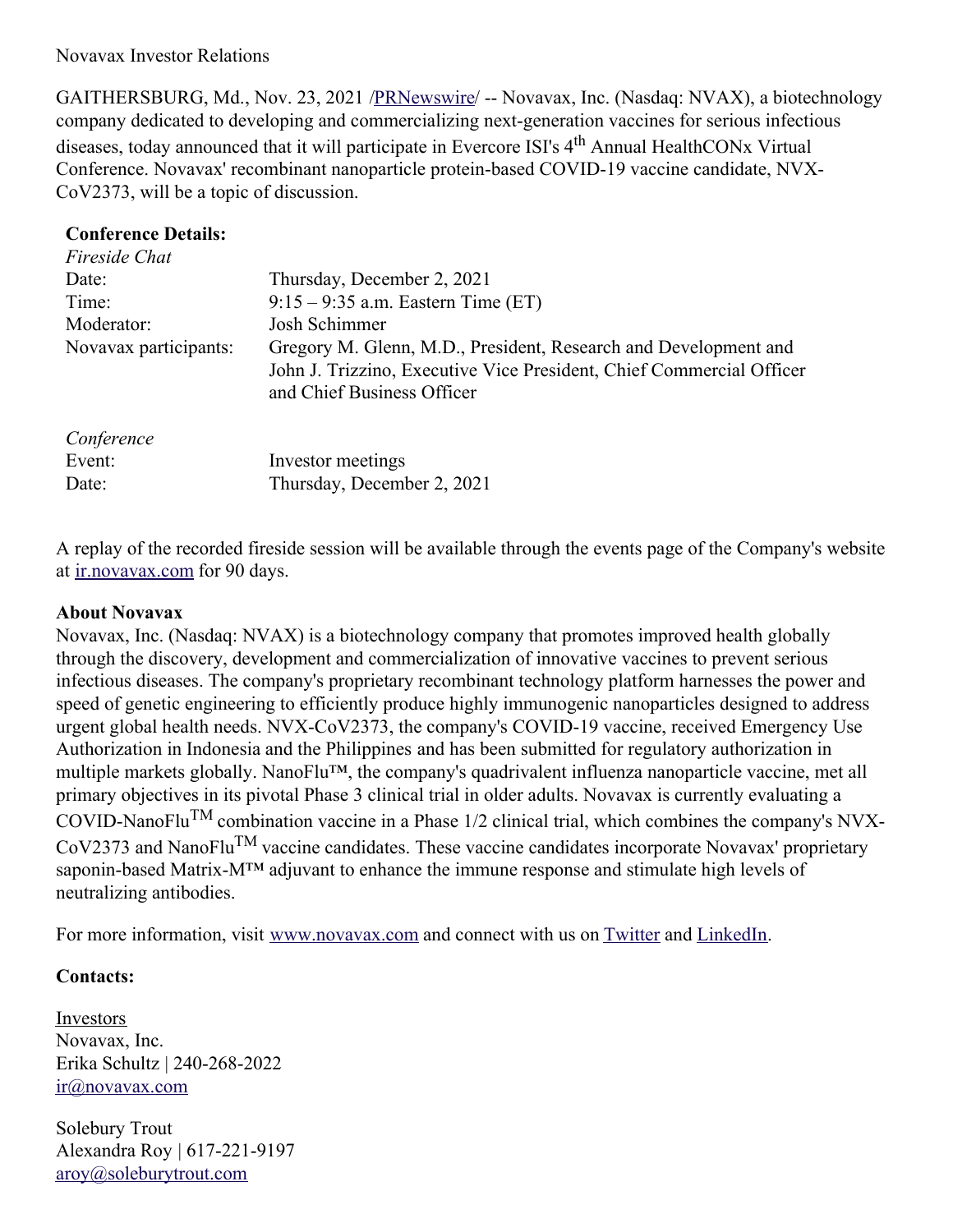Novavax Investor Relations

GAITHERSBURG, Md., Nov. 23, 2021 /PRNewswire/ -- Novavax, Inc. (Nasdaq: NVAX), a biotechnology company dedicated to developing and commercializing next-generation vaccines for serious infectious diseases, today announced that it will participate in Evercore ISI's 4th Annual HealthCONx Virtual Conference. Novavax' recombinant nanoparticle protein-based COVID-19 vaccine candidate, NVX-CoV2373, will be a topic of discussion.

**Conference Details:**

*Fireside Chat*

| | |
|---|---|
| Date: | Thursday, December 2, 2021 |
| Time: | 9:15 – 9:35 a.m. Eastern Time (ET) |
| Moderator: | Josh Schimmer |
| Novavax participants: | Gregory M. Glenn, M.D., President, Research and Development and John J. Trizzino, Executive Vice President, Chief Commercial Officer and Chief Business Officer |

*Conference*

| | |
|---|---|
| Event: | Investor meetings |
| Date: | Thursday, December 2, 2021 |

A replay of the recorded fireside session will be available through the events page of the Company's website at ir.novavax.com for 90 days.

**About Novavax**

Novavax, Inc. (Nasdaq: NVAX) is a biotechnology company that promotes improved health globally through the discovery, development and commercialization of innovative vaccines to prevent serious infectious diseases. The company's proprietary recombinant technology platform harnesses the power and speed of genetic engineering to efficiently produce highly immunogenic nanoparticles designed to address urgent global health needs. NVX-CoV2373, the company's COVID-19 vaccine, received Emergency Use Authorization in Indonesia and the Philippines and has been submitted for regulatory authorization in multiple markets globally. NanoFlu™, the company's quadrivalent influenza nanoparticle vaccine, met all primary objectives in its pivotal Phase 3 clinical trial in older adults. Novavax is currently evaluating a COVID-NanoFlu™ combination vaccine in a Phase 1/2 clinical trial, which combines the company's NVX-CoV2373 and NanoFlu™ vaccine candidates. These vaccine candidates incorporate Novavax' proprietary saponin-based Matrix-M™ adjuvant to enhance the immune response and stimulate high levels of neutralizing antibodies.

For more information, visit www.novavax.com and connect with us on Twitter and LinkedIn.

**Contacts:**

Investors
Novavax, Inc.
Erika Schultz | 240-268-2022
ir@novavax.com

Solebury Trout
Alexandra Roy | 617-221-9197
aroy@soleburytrout.com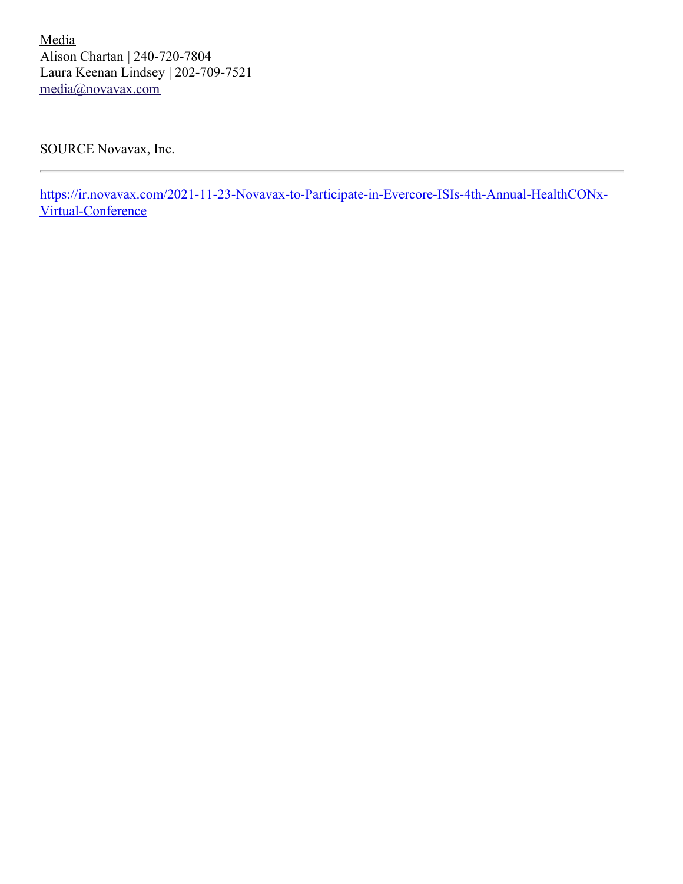Media
Alison Chartan | 240-720-7804
Laura Keenan Lindsey | 202-709-7521
media@novavax.com

SOURCE Novavax, Inc.

---

https://ir.novavax.com/2021-11-23-Novavax-to-Participate-in-Evercore-ISIs-4th-Annual-HealthCONx-Virtual-Conference